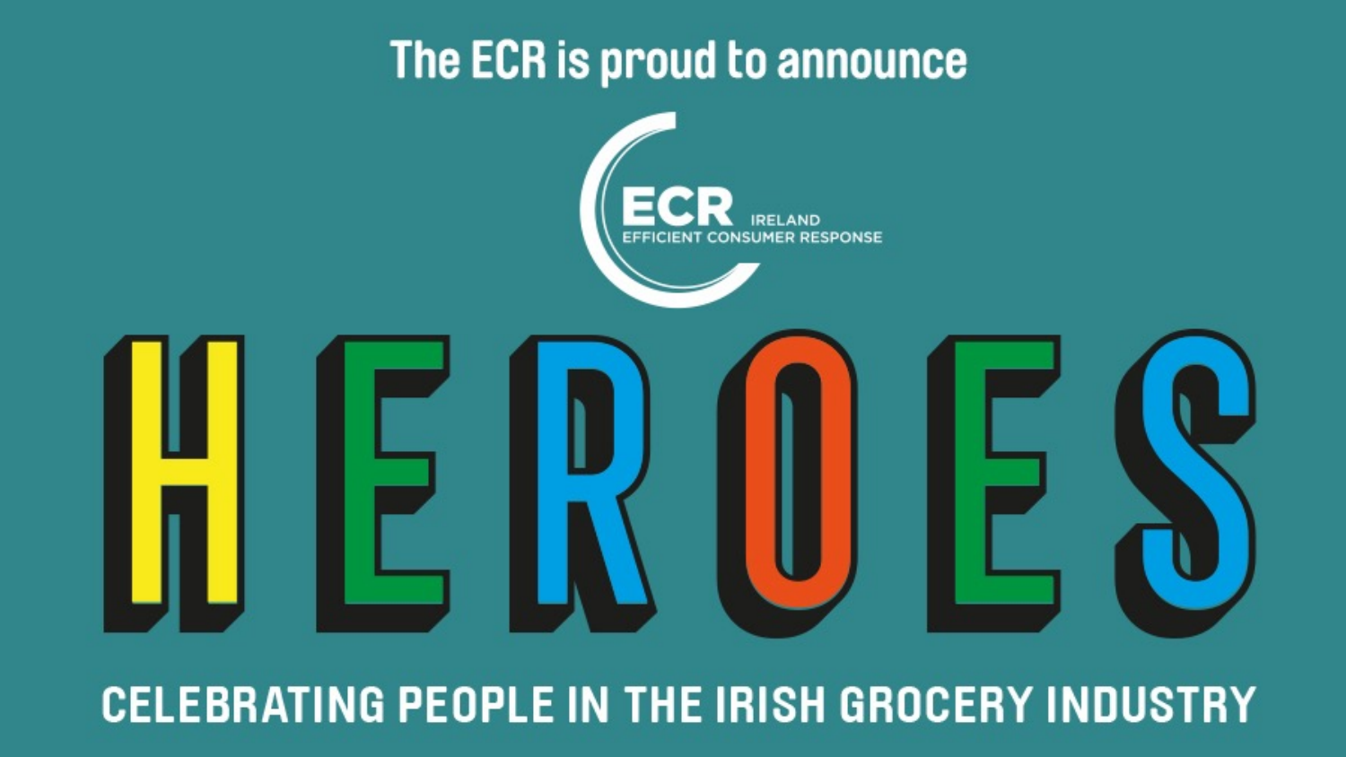The ECR is proud to announce

ECR IRELAND
EFFICIENT CONSUMER RESPONSE

# HEROES

## CELEBRATING PEOPLE IN THE IRISH GROCERY INDUSTRY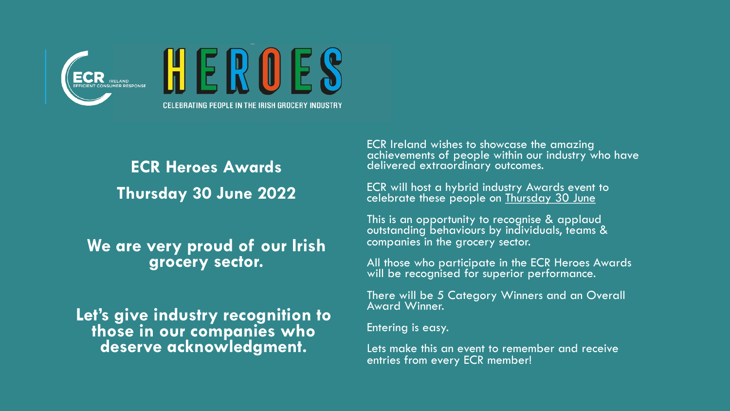ECR IRELAND EFFICIENT CONSUMER RESPONSE

# HEROES

CELEBRATING PEOPLE IN THE IRISH GROCERY INDUSTRY

## ECR Heroes Awards

## Thursday 30 June 2022

**We are very proud of our Irish grocery sector.**

**Let's give industry recognition to those in our companies who deserve acknowledgment.**

ECR Ireland wishes to showcase the amazing achievements of people within our industry who have delivered extraordinary outcomes.

ECR will host a hybrid industry Awards event to celebrate these people on Thursday 30 June

This is an opportunity to recognise & applaud outstanding behaviours by individuals, teams & companies in the grocery sector.

All those who participate in the ECR Heroes Awards will be recognised for superior performance.

There will be 5 Category Winners and an Overall Award Winner.

Entering is easy.

Lets make this an event to remember and receive entries from every ECR member!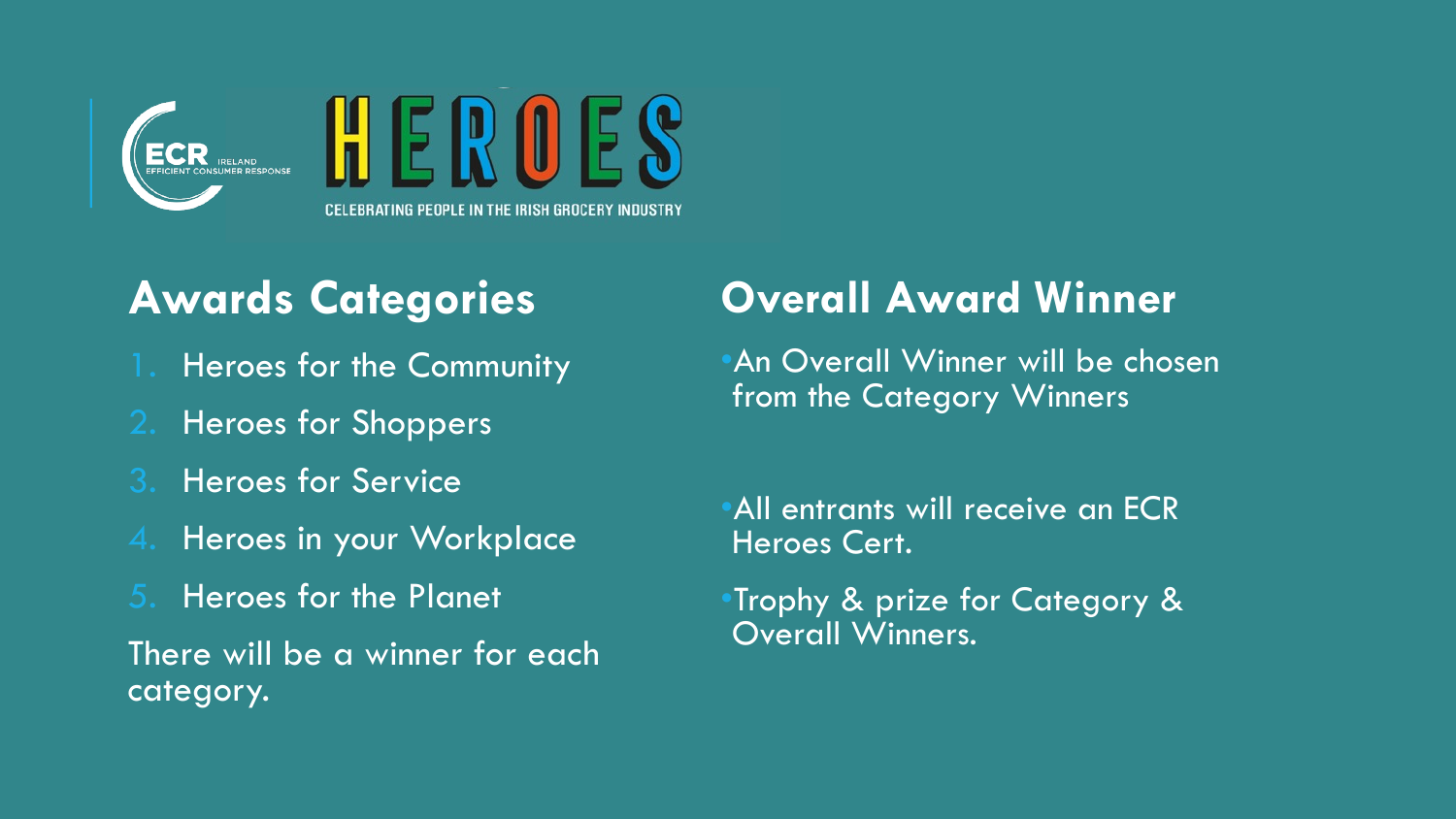ECR IRELAND EFFICIENT CONSUMER RESPONSE

HEROES

CELEBRATING PEOPLE IN THE IRISH GROCERY INDUSTRY

## Awards Categories

1. Heroes for the Community
2. Heroes for Shoppers
3. Heroes for Service
4. Heroes in your Workplace
5. Heroes for the Planet

There will be a winner for each category.

## Overall Award Winner

- An Overall Winner will be chosen from the Category Winners

- All entrants will receive an ECR Heroes Cert.
- Trophy & prize for Category & Overall Winners.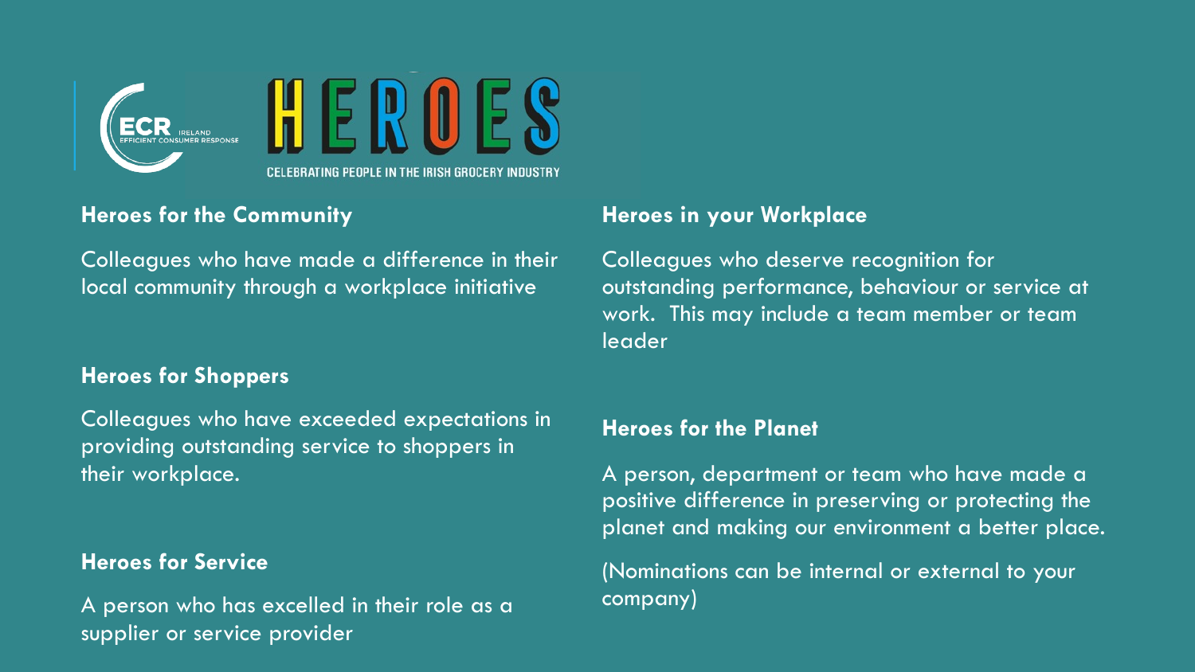ECR IRELAND EFFICIENT CONSUMER RESPONSE

# HEROES

CELEBRATING PEOPLE IN THE IRISH GROCERY INDUSTRY

**Heroes for the Community**

Colleagues who have made a difference in their local community through a workplace initiative

**Heroes for Shoppers**

Colleagues who have exceeded expectations in providing outstanding service to shoppers in their workplace.

**Heroes for Service**

A person who has excelled in their role as a supplier or service provider

**Heroes in your Workplace**

Colleagues who deserve recognition for outstanding performance, behaviour or service at work. This may include a team member or team leader

**Heroes for the Planet**

A person, department or team who have made a positive difference in preserving or protecting the planet and making our environment a better place.

(Nominations can be internal or external to your company)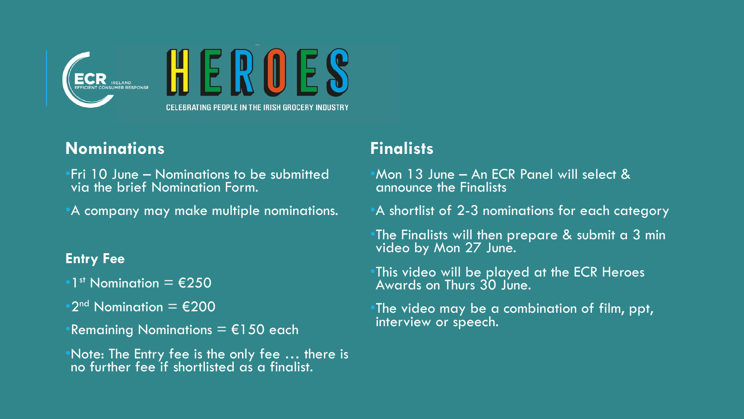ECR IRELAND EFFICIENT CONSUMER RESPONSE

# HEROES

CELEBRATING PEOPLE IN THE IRISH GROCERY INDUSTRY

## Nominations

- Fri 10 June – Nominations to be submitted via the brief Nomination Form.
- A company may make multiple nominations.

### Entry Fee

- 1st Nomination = €250
- 2nd Nomination = €200
- Remaining Nominations = €150 each
- Note: The Entry fee is the only fee … there is no further fee if shortlisted as a finalist.

## Finalists

- Mon 13 June – An ECR Panel will select & announce the Finalists
- A shortlist of 2-3 nominations for each category
- The Finalists will then prepare & submit a 3 min video by Mon 27 June.
- This video will be played at the ECR Heroes Awards on Thurs 30 June.
- The video may be a combination of film, ppt, interview or speech.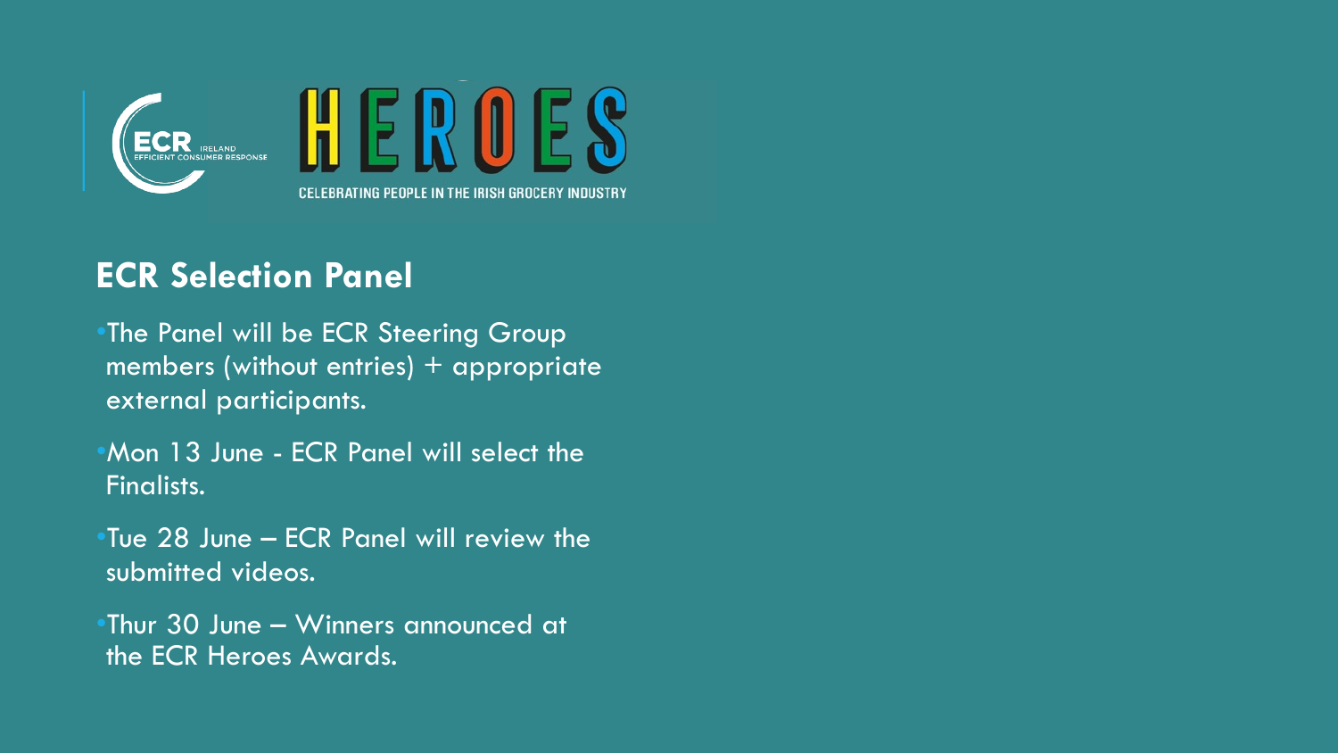## ECR Selection Panel

- The Panel will be ECR Steering Group members (without entries) + appropriate external participants.
- Mon 13 June - ECR Panel will select the Finalists.
- Tue 28 June – ECR Panel will review the submitted videos.
- Thur 30 June – Winners announced at the ECR Heroes Awards.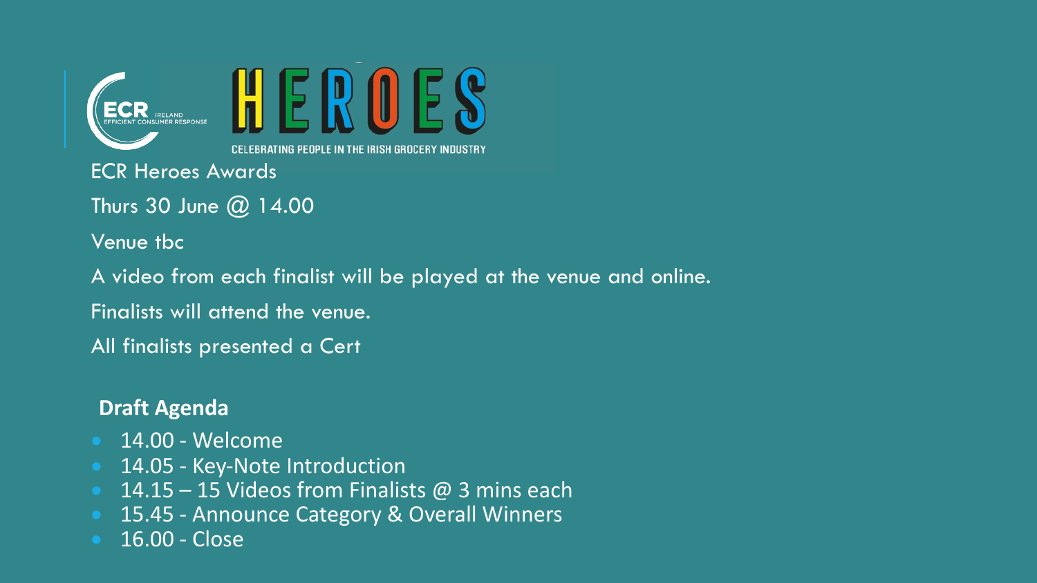ECR IRELAND EFFICIENT CONSUMER RESPONSE

HEROES

CELEBRATING PEOPLE IN THE IRISH GROCERY INDUSTRY

ECR Heroes Awards

Thurs 30 June @ 14.00

Venue tbc

A video from each finalist will be played at the venue and online.

Finalists will attend the venue.

All finalists presented a Cert

**Draft Agenda**

- 14.00 - Welcome
- 14.05 - Key-Note Introduction
- 14.15 – 15 Videos from Finalists @ 3 mins each
- 15.45 - Announce Category & Overall Winners
- 16.00 - Close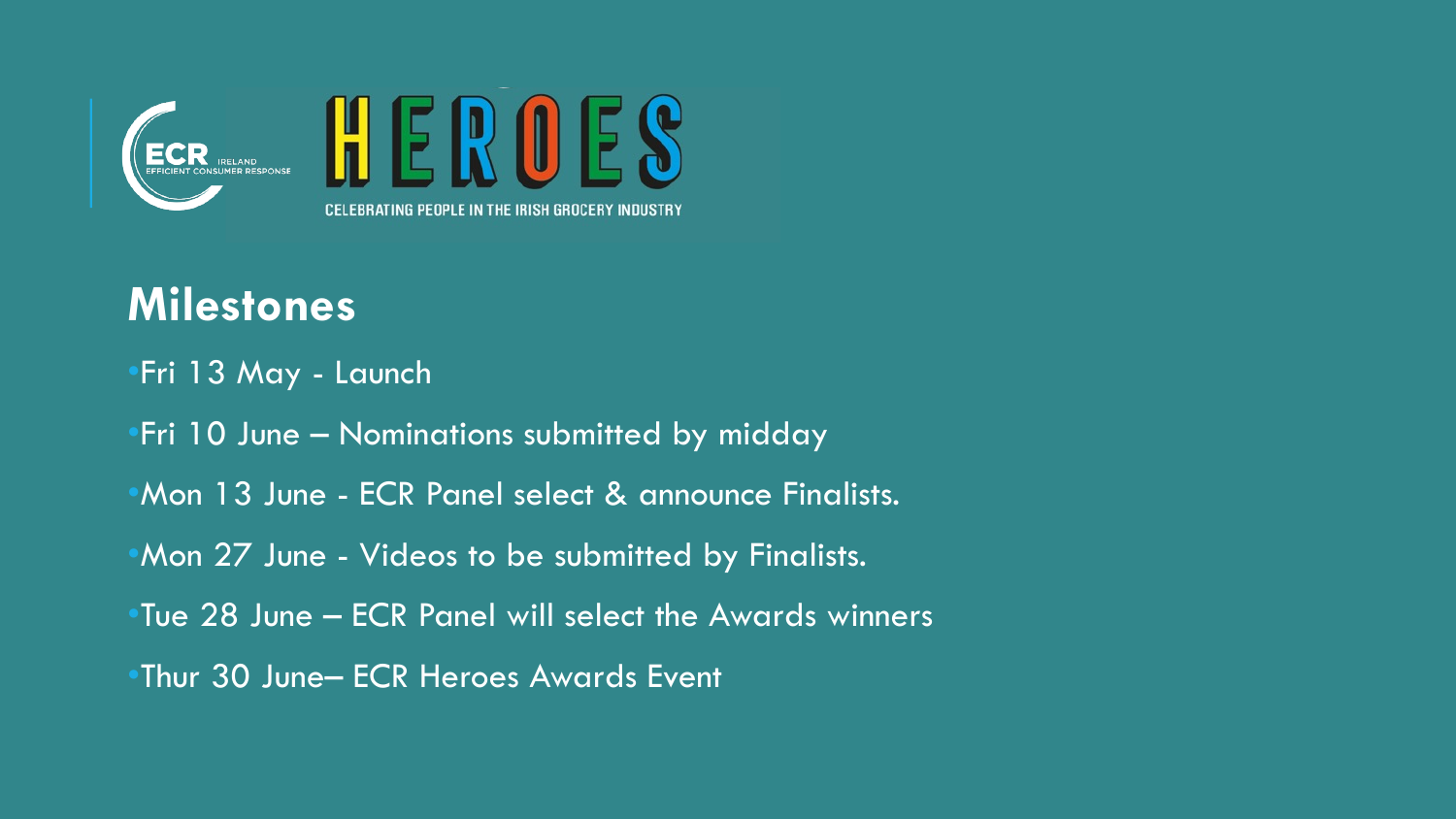ECR IRELAND EFFICIENT CONSUMER RESPONSE

HEROES

CELEBRATING PEOPLE IN THE IRISH GROCERY INDUSTRY

## Milestones

- Fri 13 May - Launch
- Fri 10 June – Nominations submitted by midday
- Mon 13 June - ECR Panel select & announce Finalists.
- Mon 27 June - Videos to be submitted by Finalists.
- Tue 28 June – ECR Panel will select the Awards winners
- Thur 30 June– ECR Heroes Awards Event